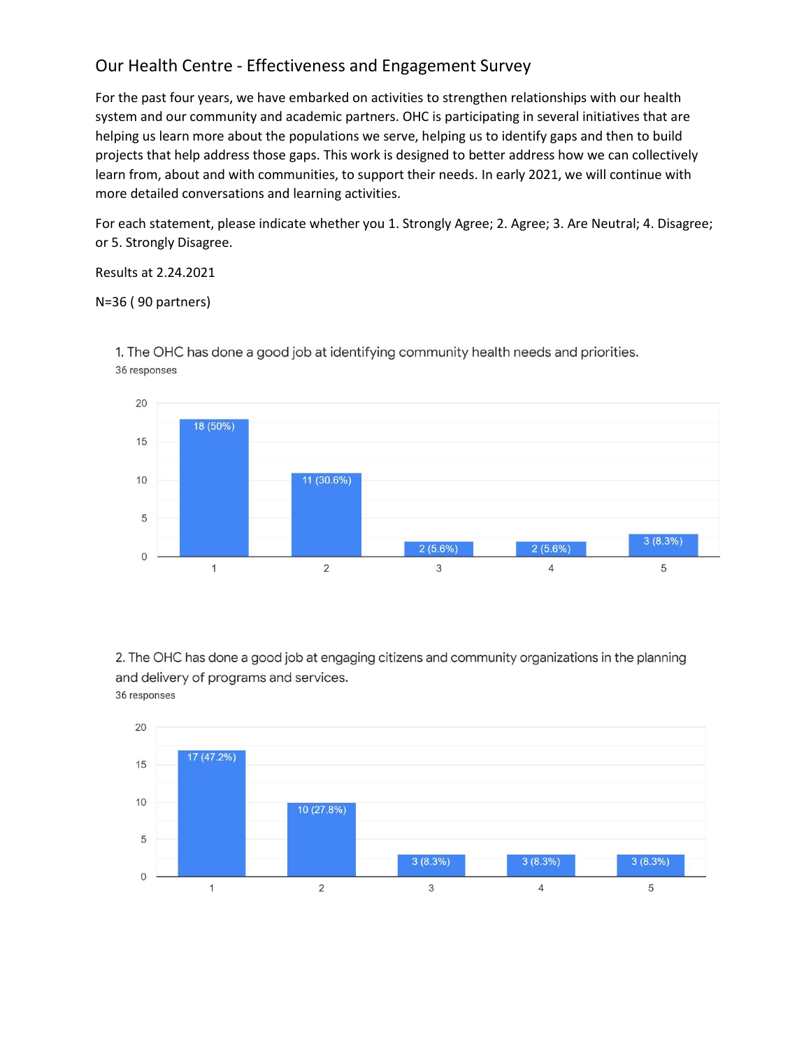# Our Health Centre - Effectiveness and Engagement Survey

For the past four years, we have embarked on activities to strengthen relationships with our health system and our community and academic partners. OHC is participating in several initiatives that are helping us learn more about the populations we serve, helping us to identify gaps and then to build projects that help address those gaps. This work is designed to better address how we can collectively learn from, about and with communities, to support their needs. In early 2021, we will continue with more detailed conversations and learning activities.

For each statement, please indicate whether you 1. Strongly Agree; 2. Agree; 3. Are Neutral; 4. Disagree; or 5. Strongly Disagree.

Results at 2.24.2021

N=36 ( 90 partners)

1. The OHC has done a good job at identifying community health needs and priorities.

36 responses

| Response | Count (%) |
|---|---|
| 1 | 18 (50%) |
| 2 | 11 (30.6%) |
| 3 | 2 (5.6%) |
| 4 | 2 (5.6%) |
| 5 | 3 (8.3%) |

2. The OHC has done a good job at engaging citizens and community organizations in the planning and delivery of programs and services.

36 responses

| Response | Count (%) |
|---|---|
| 1 | 17 (47.2%) |
| 2 | 10 (27.8%) |
| 3 | 3 (8.3%) |
| 4 | 3 (8.3%) |
| 5 | 3 (8.3%) |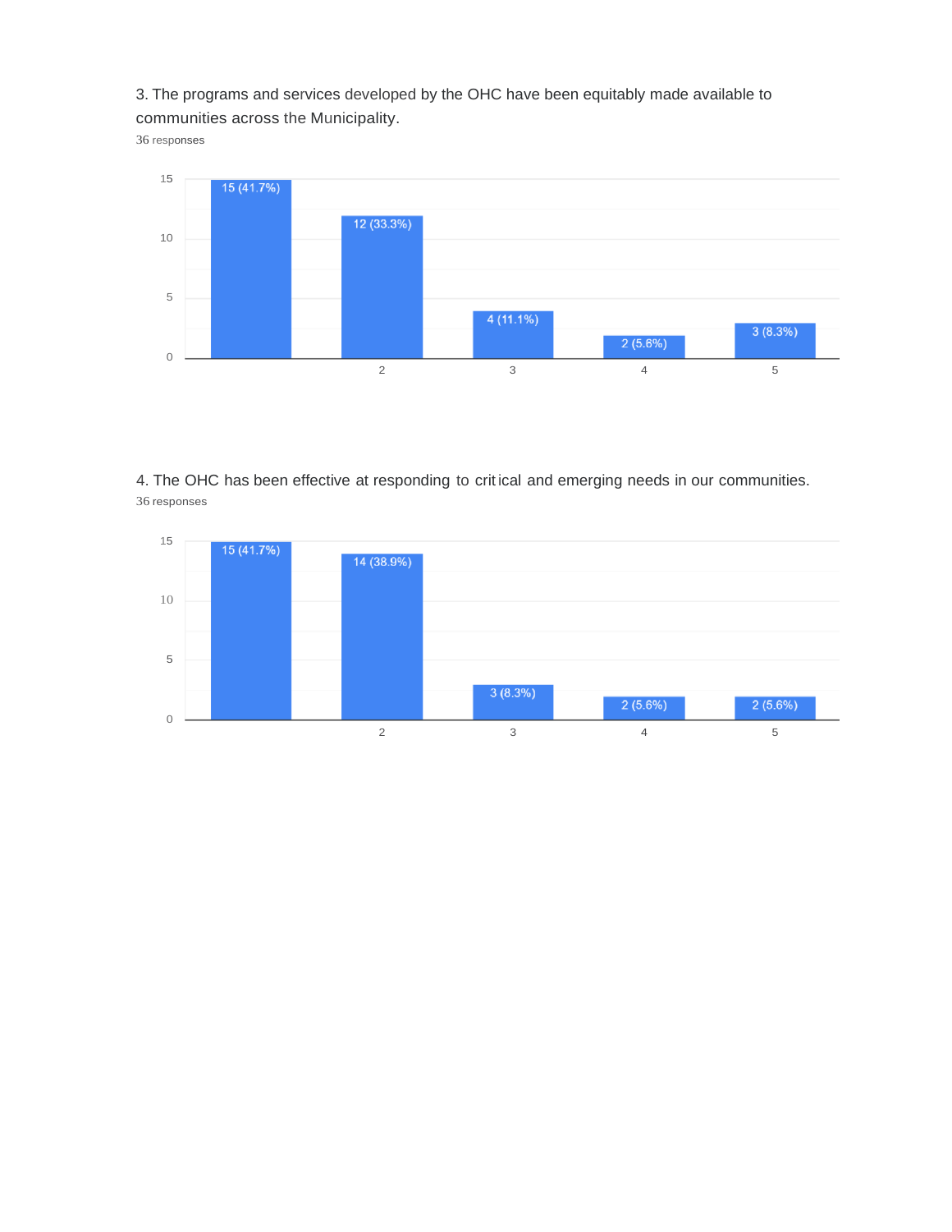3. The programs and services developed by the OHC have been equitably made available to communities across the Municipality.

36 responses

| Rating | Responses |
| --- | --- |
| 1 | 15 (41.7%) |
| 2 | 12 (33.3%) |
| 3 | 4 (11.1%) |
| 4 | 2 (5.6%) |
| 5 | 3 (8.3%) |

4. The OHC has been effective at responding to critical and emerging needs in our communities.

36 responses

| Rating | Responses |
| --- | --- |
| 1 | 15 (41.7%) |
| 2 | 14 (38.9%) |
| 3 | 3 (8.3%) |
| 4 | 2 (5.6%) |
| 5 | 2 (5.6%) |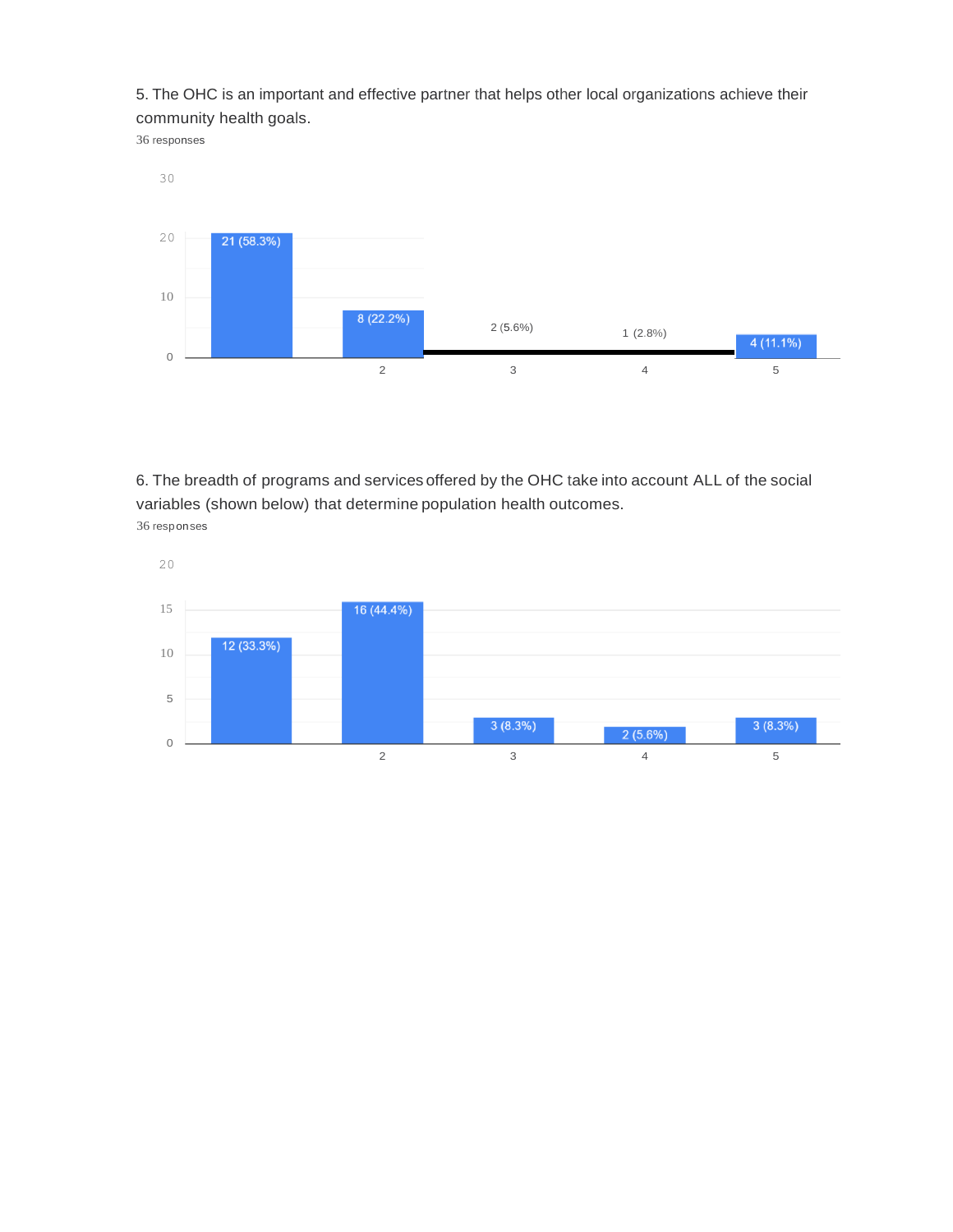5. The OHC is an important and effective partner that helps other local organizations achieve their community health goals.

36 responses

| Rating | Responses |
| --- | --- |
| 1 | 21 (58.3%) |
| 2 | 8 (22.2%) |
| 3 | 2 (5.6%) |
| 4 | 1 (2.8%) |
| 5 | 4 (11.1%) |

6. The breadth of programs and services offered by the OHC take into account ALL of the social variables (shown below) that determine population health outcomes.

36 responses

| Rating | Responses |
| --- | --- |
| 1 | 12 (33.3%) |
| 2 | 16 (44.4%) |
| 3 | 3 (8.3%) |
| 4 | 2 (5.6%) |
| 5 | 3 (8.3%) |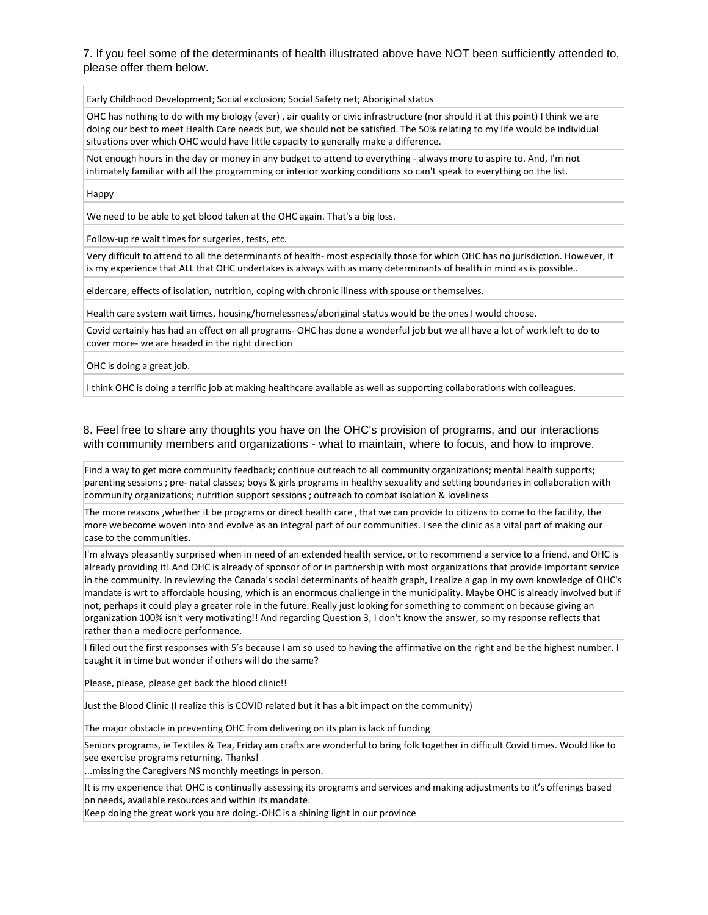7. If you feel some of the determinants of health illustrated above have NOT been sufficiently attended to, please offer them below.

| |
|---|
| Early Childhood Development; Social exclusion; Social Safety net; Aboriginal status |
| OHC has nothing to do with my biology (ever) , air quality or civic infrastructure (nor should it at this point) I think we are doing our best to meet Health Care needs but, we should not be satisfied. The 50% relating to my life would be individual situations over which OHC would have little capacity to generally make a difference. |
| Not enough hours in the day or money in any budget to attend to everything - always more to aspire to. And, I'm not intimately familiar with all the programming or interior working conditions so can't speak to everything on the list. |
| Happy |
| We need to be able to get blood taken at the OHC again. That's a big loss. |
| Follow-up re wait times for surgeries, tests, etc. |
| Very difficult to attend to all the determinants of health- most especially those for which OHC has no jurisdiction. However, it is my experience that ALL that OHC undertakes is always with as many determinants of health in mind as is possible.. |
| eldercare, effects of isolation, nutrition, coping with chronic illness with spouse or themselves. |
| Health care system wait times, housing/homelessness/aboriginal status would be the ones I would choose. |
| Covid certainly has had an effect on all programs- OHC has done a wonderful job but we all have a lot of work left to do to cover more- we are headed in the right direction |
| OHC is doing a great job. |
| I think OHC is doing a terrific job at making healthcare available as well as supporting collaborations with colleagues. |

8. Feel free to share any thoughts you have on the OHC's provision of programs, and our interactions with community members and organizations - what to maintain, where to focus, and how to improve.

| |
|---|
| Find a way to get more community feedback; continue outreach to all community organizations; mental health supports; parenting sessions ; pre- natal classes; boys & girls programs in healthy sexuality and setting boundaries in collaboration with community organizations; nutrition support sessions ; outreach to combat isolation & loveliness |
| The more reasons ,whether it be programs or direct health care , that we can provide to citizens to come to the facility, the more webecome woven into and evolve as an integral part of our communities. I see the clinic as a vital part of making our case to the communities. |
| I'm always pleasantly surprised when in need of an extended health service, or to recommend a service to a friend, and OHC is already providing it! And OHC is already of sponsor of or in partnership with most organizations that provide important service in the community. In reviewing the Canada's social determinants of health graph, I realize a gap in my own knowledge of OHC's mandate is wrt to affordable housing, which is an enormous challenge in the municipality. Maybe OHC is already involved but if not, perhaps it could play a greater role in the future. Really just looking for something to comment on because giving an organization 100% isn't very motivating!! And regarding Question 3, I don't know the answer, so my response reflects that rather than a mediocre performance. |
| I filled out the first responses with 5's because I am so used to having the affirmative on the right and be the highest number. I caught it in time but wonder if others will do the same? |
| Please, please, please get back the blood clinic!! |
| Just the Blood Clinic (I realize this is COVID related but it has a bit impact on the community) |
| The major obstacle in preventing OHC from delivering on its plan is lack of funding |
| Seniors programs, ie Textiles & Tea, Friday am crafts are wonderful to bring folk together in difficult Covid times. Would like to see exercise programs returning. Thanks! ...missing the Caregivers NS monthly meetings in person. |
| It is my experience that OHC is continually assessing its programs and services and making adjustments to it's offerings based on needs, available resources and within its mandate. Keep doing the great work you are doing.-OHC is a shining light in our province |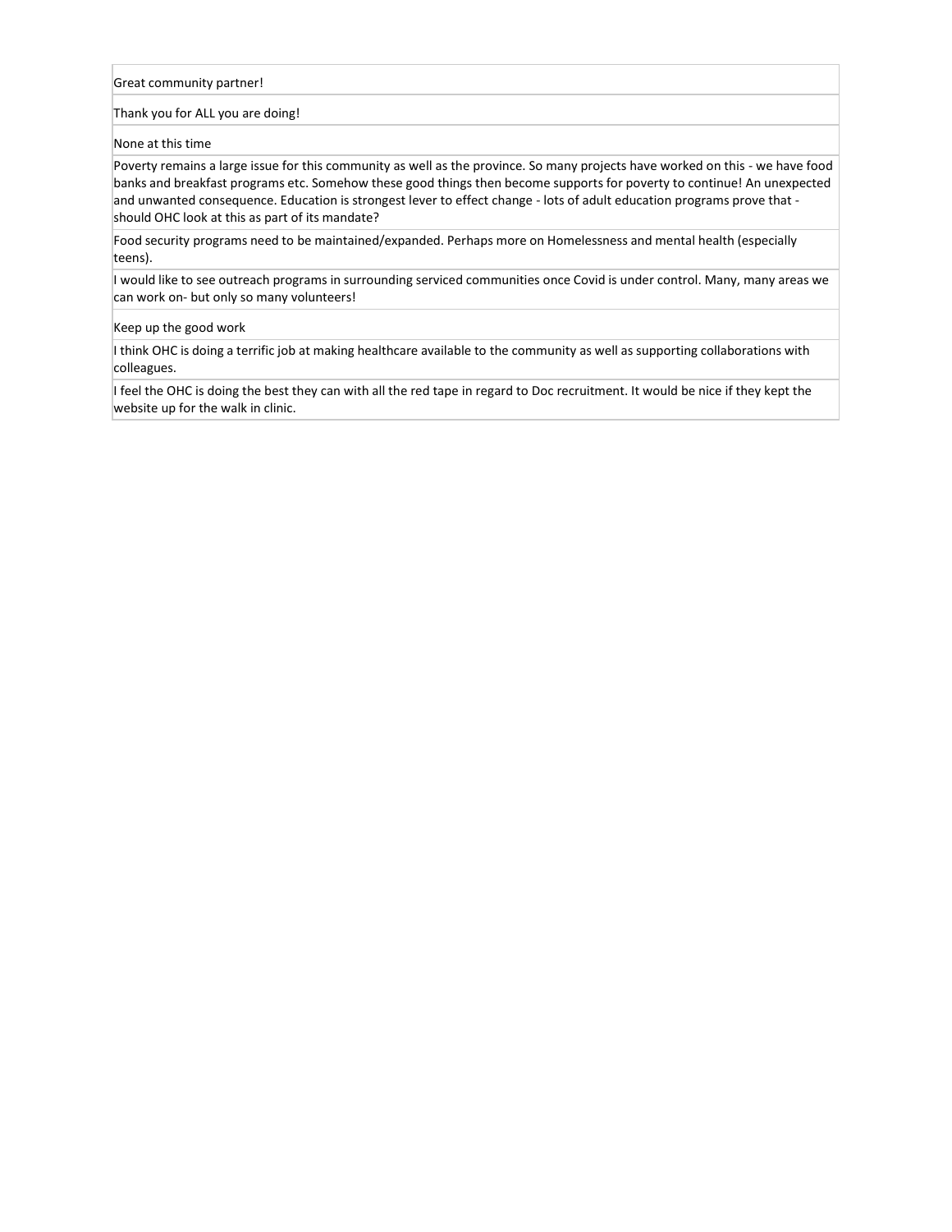| |
|---|
| Great community partner! |
| Thank you for ALL you are doing! |
| None at this time |
| Poverty remains a large issue for this community as well as the province. So many projects have worked on this - we have food banks and breakfast programs etc. Somehow these good things then become supports for poverty to continue! An unexpected and unwanted consequence. Education is strongest lever to effect change - lots of adult education programs prove that - should OHC look at this as part of its mandate? |
| Food security programs need to be maintained/expanded. Perhaps more on Homelessness and mental health (especially teens). |
| I would like to see outreach programs in surrounding serviced communities once Covid is under control. Many, many areas we can work on- but only so many volunteers! |
| Keep up the good work |
| I think OHC is doing a terrific job at making healthcare available to the community as well as supporting collaborations with colleagues. |
| I feel the OHC is doing the best they can with all the red tape in regard to Doc recruitment. It would be nice if they kept the website up for the walk in clinic. |